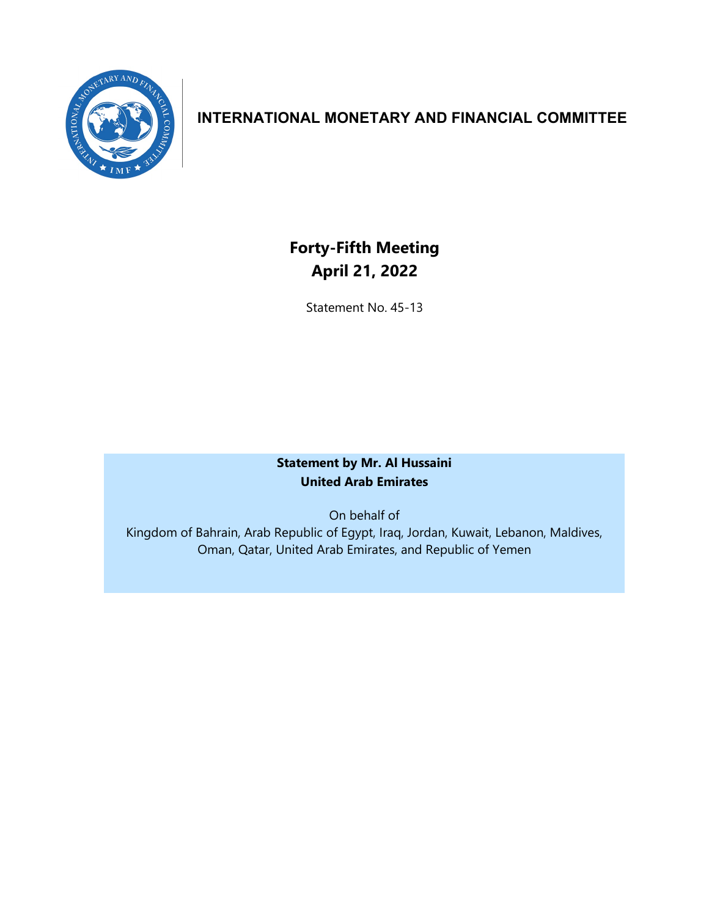# INTERNATIONAL MONETARY AND FINANCIAL COMMITTEE

## Forty-Fifth Meeting
## April 21, 2022

Statement No. 45-13

**Statement by Mr. Al Hussaini**
**United Arab Emirates**

On behalf of
Kingdom of Bahrain, Arab Republic of Egypt, Iraq, Jordan, Kuwait, Lebanon, Maldives, Oman, Qatar, United Arab Emirates, and Republic of Yemen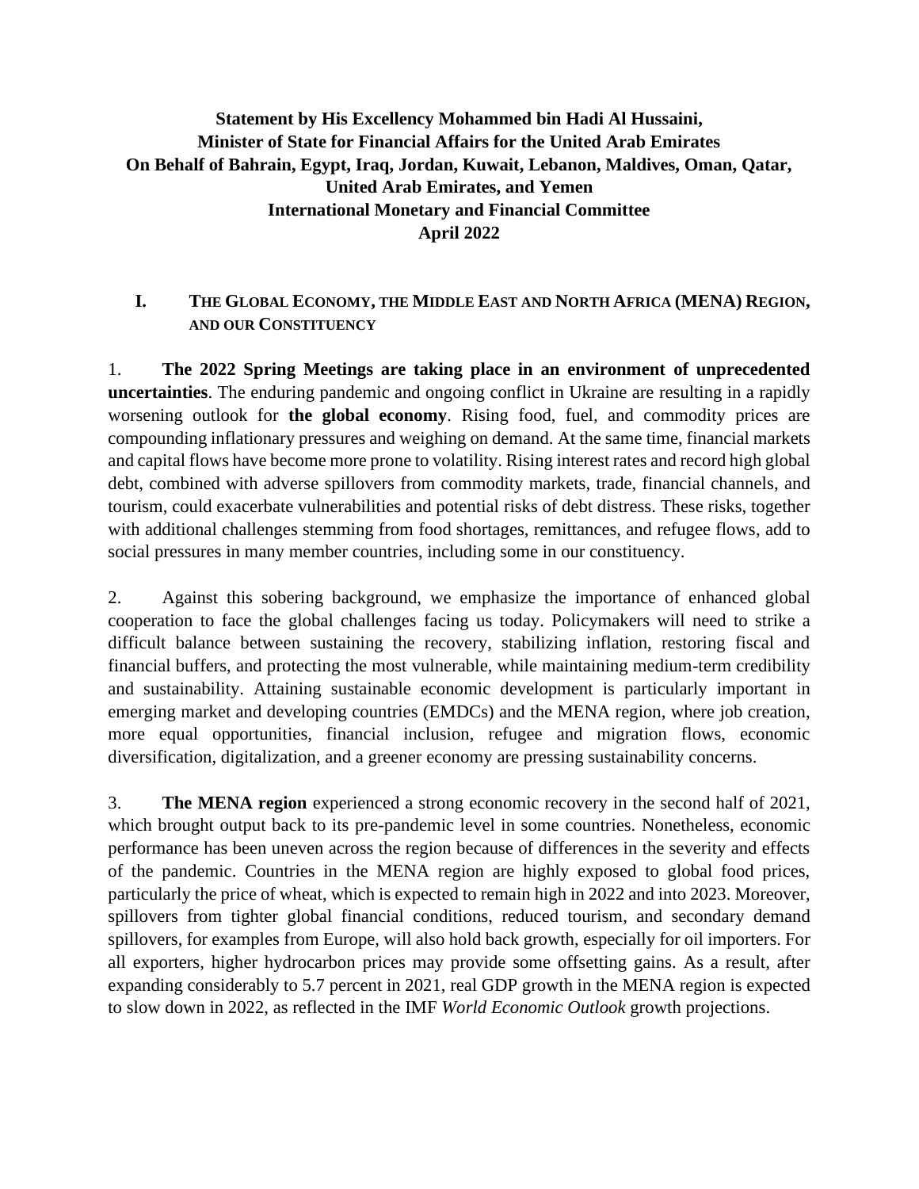**Statement by His Excellency Mohammed bin Hadi Al Hussaini,**
**Minister of State for Financial Affairs for the United Arab Emirates**
**On Behalf of Bahrain, Egypt, Iraq, Jordan, Kuwait, Lebanon, Maldives, Oman, Qatar, United Arab Emirates, and Yemen**
**International Monetary and Financial Committee**
**April 2022**

## I. THE GLOBAL ECONOMY, THE MIDDLE EAST AND NORTH AFRICA (MENA) REGION, AND OUR CONSTITUENCY

1. **The 2022 Spring Meetings are taking place in an environment of unprecedented uncertainties**. The enduring pandemic and ongoing conflict in Ukraine are resulting in a rapidly worsening outlook for **the global economy**. Rising food, fuel, and commodity prices are compounding inflationary pressures and weighing on demand. At the same time, financial markets and capital flows have become more prone to volatility. Rising interest rates and record high global debt, combined with adverse spillovers from commodity markets, trade, financial channels, and tourism, could exacerbate vulnerabilities and potential risks of debt distress. These risks, together with additional challenges stemming from food shortages, remittances, and refugee flows, add to social pressures in many member countries, including some in our constituency.

2. Against this sobering background, we emphasize the importance of enhanced global cooperation to face the global challenges facing us today. Policymakers will need to strike a difficult balance between sustaining the recovery, stabilizing inflation, restoring fiscal and financial buffers, and protecting the most vulnerable, while maintaining medium-term credibility and sustainability. Attaining sustainable economic development is particularly important in emerging market and developing countries (EMDCs) and the MENA region, where job creation, more equal opportunities, financial inclusion, refugee and migration flows, economic diversification, digitalization, and a greener economy are pressing sustainability concerns.

3. **The MENA region** experienced a strong economic recovery in the second half of 2021, which brought output back to its pre-pandemic level in some countries. Nonetheless, economic performance has been uneven across the region because of differences in the severity and effects of the pandemic. Countries in the MENA region are highly exposed to global food prices, particularly the price of wheat, which is expected to remain high in 2022 and into 2023. Moreover, spillovers from tighter global financial conditions, reduced tourism, and secondary demand spillovers, for examples from Europe, will also hold back growth, especially for oil importers. For all exporters, higher hydrocarbon prices may provide some offsetting gains. As a result, after expanding considerably to 5.7 percent in 2021, real GDP growth in the MENA region is expected to slow down in 2022, as reflected in the IMF *World Economic Outlook* growth projections.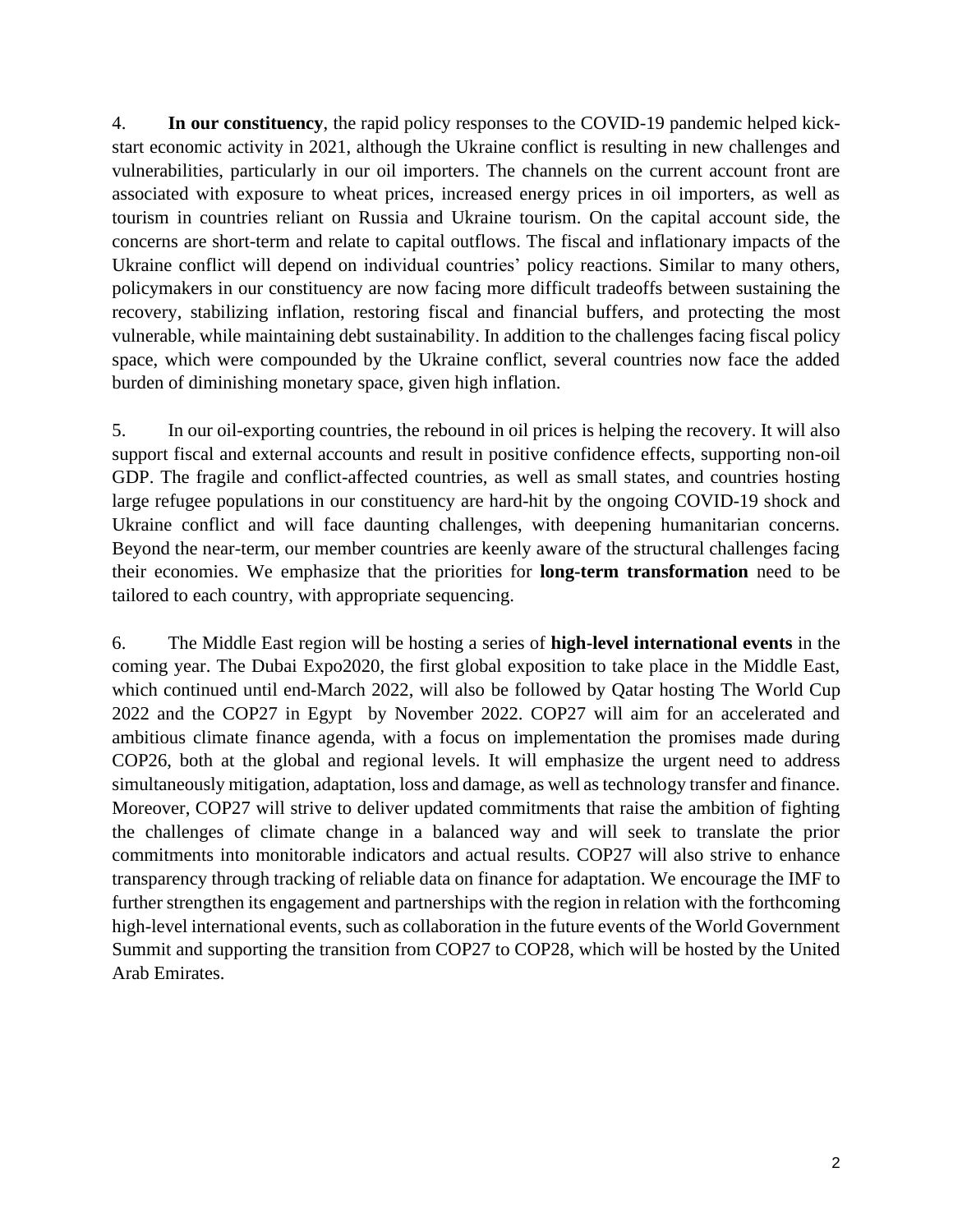4. **In our constituency**, the rapid policy responses to the COVID-19 pandemic helped kick-start economic activity in 2021, although the Ukraine conflict is resulting in new challenges and vulnerabilities, particularly in our oil importers. The channels on the current account front are associated with exposure to wheat prices, increased energy prices in oil importers, as well as tourism in countries reliant on Russia and Ukraine tourism. On the capital account side, the concerns are short-term and relate to capital outflows. The fiscal and inflationary impacts of the Ukraine conflict will depend on individual countries' policy reactions. Similar to many others, policymakers in our constituency are now facing more difficult tradeoffs between sustaining the recovery, stabilizing inflation, restoring fiscal and financial buffers, and protecting the most vulnerable, while maintaining debt sustainability. In addition to the challenges facing fiscal policy space, which were compounded by the Ukraine conflict, several countries now face the added burden of diminishing monetary space, given high inflation.

5. In our oil-exporting countries, the rebound in oil prices is helping the recovery. It will also support fiscal and external accounts and result in positive confidence effects, supporting non-oil GDP. The fragile and conflict-affected countries, as well as small states, and countries hosting large refugee populations in our constituency are hard-hit by the ongoing COVID-19 shock and Ukraine conflict and will face daunting challenges, with deepening humanitarian concerns. Beyond the near-term, our member countries are keenly aware of the structural challenges facing their economies. We emphasize that the priorities for **long-term transformation** need to be tailored to each country, with appropriate sequencing.

6. The Middle East region will be hosting a series of **high-level international events** in the coming year. The Dubai Expo2020, the first global exposition to take place in the Middle East, which continued until end-March 2022, will also be followed by Qatar hosting The World Cup 2022 and the COP27 in Egypt by November 2022. COP27 will aim for an accelerated and ambitious climate finance agenda, with a focus on implementation the promises made during COP26, both at the global and regional levels. It will emphasize the urgent need to address simultaneously mitigation, adaptation, loss and damage, as well as technology transfer and finance. Moreover, COP27 will strive to deliver updated commitments that raise the ambition of fighting the challenges of climate change in a balanced way and will seek to translate the prior commitments into monitorable indicators and actual results. COP27 will also strive to enhance transparency through tracking of reliable data on finance for adaptation. We encourage the IMF to further strengthen its engagement and partnerships with the region in relation with the forthcoming high-level international events, such as collaboration in the future events of the World Government Summit and supporting the transition from COP27 to COP28, which will be hosted by the United Arab Emirates.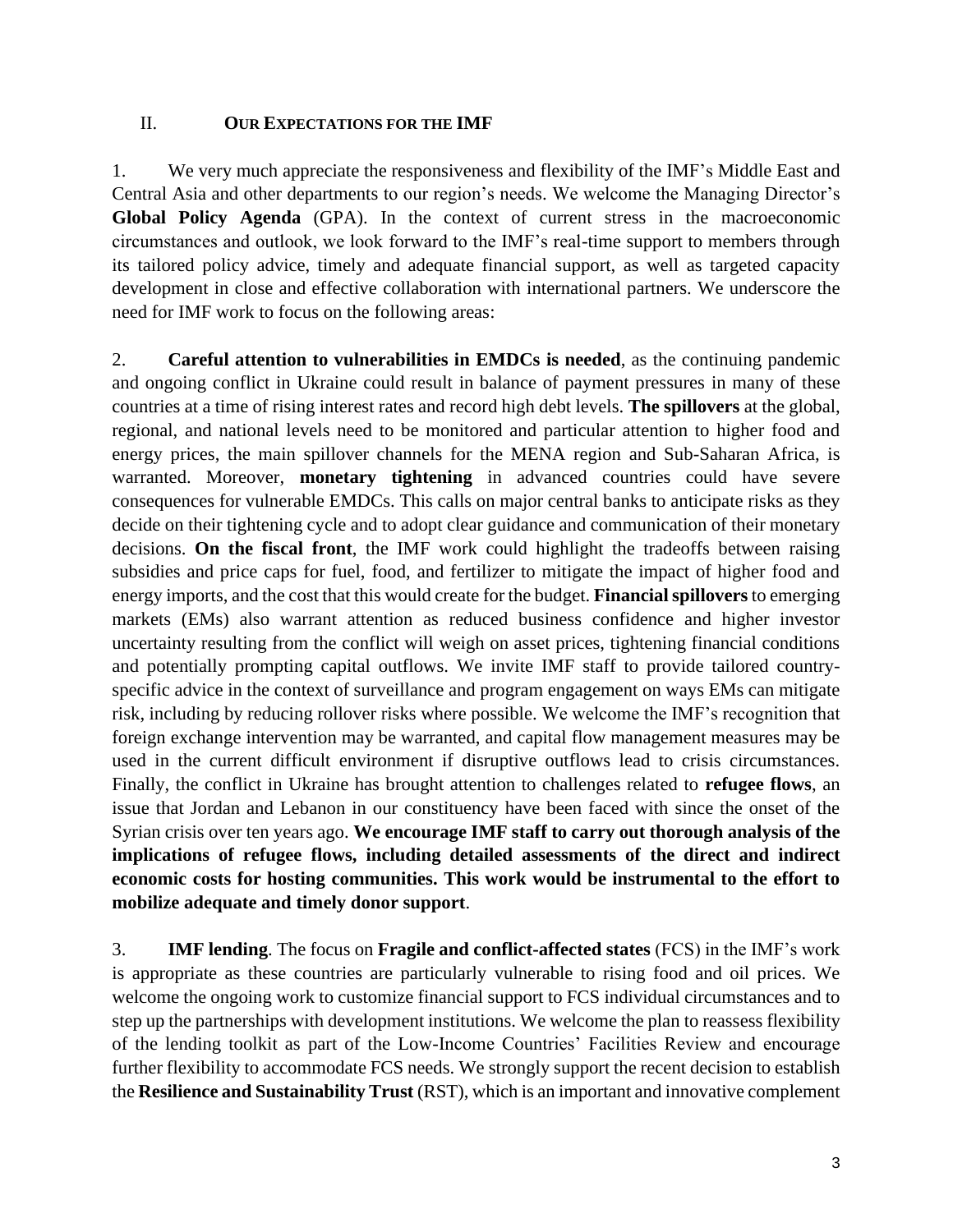## II. OUR EXPECTATIONS FOR THE IMF

1. We very much appreciate the responsiveness and flexibility of the IMF's Middle East and Central Asia and other departments to our region's needs. We welcome the Managing Director's **Global Policy Agenda** (GPA). In the context of current stress in the macroeconomic circumstances and outlook, we look forward to the IMF's real-time support to members through its tailored policy advice, timely and adequate financial support, as well as targeted capacity development in close and effective collaboration with international partners. We underscore the need for IMF work to focus on the following areas:

2. **Careful attention to vulnerabilities in EMDCs is needed**, as the continuing pandemic and ongoing conflict in Ukraine could result in balance of payment pressures in many of these countries at a time of rising interest rates and record high debt levels. **The spillovers** at the global, regional, and national levels need to be monitored and particular attention to higher food and energy prices, the main spillover channels for the MENA region and Sub-Saharan Africa, is warranted. Moreover, **monetary tightening** in advanced countries could have severe consequences for vulnerable EMDCs. This calls on major central banks to anticipate risks as they decide on their tightening cycle and to adopt clear guidance and communication of their monetary decisions. **On the fiscal front**, the IMF work could highlight the tradeoffs between raising subsidies and price caps for fuel, food, and fertilizer to mitigate the impact of higher food and energy imports, and the cost that this would create for the budget. **Financial spillovers** to emerging markets (EMs) also warrant attention as reduced business confidence and higher investor uncertainty resulting from the conflict will weigh on asset prices, tightening financial conditions and potentially prompting capital outflows. We invite IMF staff to provide tailored country-specific advice in the context of surveillance and program engagement on ways EMs can mitigate risk, including by reducing rollover risks where possible. We welcome the IMF's recognition that foreign exchange intervention may be warranted, and capital flow management measures may be used in the current difficult environment if disruptive outflows lead to crisis circumstances. Finally, the conflict in Ukraine has brought attention to challenges related to **refugee flows**, an issue that Jordan and Lebanon in our constituency have been faced with since the onset of the Syrian crisis over ten years ago. **We encourage IMF staff to carry out thorough analysis of the implications of refugee flows, including detailed assessments of the direct and indirect economic costs for hosting communities. This work would be instrumental to the effort to mobilize adequate and timely donor support**.

3. **IMF lending**. The focus on **Fragile and conflict-affected states** (FCS) in the IMF's work is appropriate as these countries are particularly vulnerable to rising food and oil prices. We welcome the ongoing work to customize financial support to FCS individual circumstances and to step up the partnerships with development institutions. We welcome the plan to reassess flexibility of the lending toolkit as part of the Low-Income Countries' Facilities Review and encourage further flexibility to accommodate FCS needs. We strongly support the recent decision to establish the **Resilience and Sustainability Trust** (RST), which is an important and innovative complement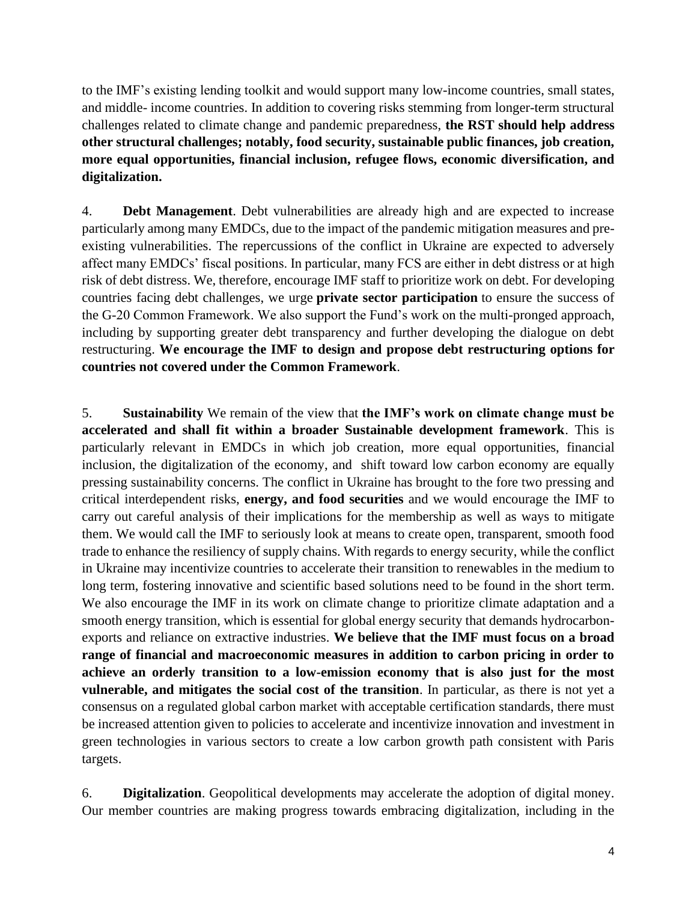to the IMF's existing lending toolkit and would support many low-income countries, small states, and middle- income countries. In addition to covering risks stemming from longer-term structural challenges related to climate change and pandemic preparedness, **the RST should help address other structural challenges; notably, food security, sustainable public finances, job creation, more equal opportunities, financial inclusion, refugee flows, economic diversification, and digitalization.**

4. **Debt Management**. Debt vulnerabilities are already high and are expected to increase particularly among many EMDCs, due to the impact of the pandemic mitigation measures and pre-existing vulnerabilities. The repercussions of the conflict in Ukraine are expected to adversely affect many EMDCs' fiscal positions. In particular, many FCS are either in debt distress or at high risk of debt distress. We, therefore, encourage IMF staff to prioritize work on debt. For developing countries facing debt challenges, we urge **private sector participation** to ensure the success of the G-20 Common Framework. We also support the Fund's work on the multi-pronged approach, including by supporting greater debt transparency and further developing the dialogue on debt restructuring. **We encourage the IMF to design and propose debt restructuring options for countries not covered under the Common Framework**.

5. **Sustainability** We remain of the view that **the IMF's work on climate change must be accelerated and shall fit within a broader Sustainable development framework**. This is particularly relevant in EMDCs in which job creation, more equal opportunities, financial inclusion, the digitalization of the economy, and shift toward low carbon economy are equally pressing sustainability concerns. The conflict in Ukraine has brought to the fore two pressing and critical interdependent risks, **energy, and food securities** and we would encourage the IMF to carry out careful analysis of their implications for the membership as well as ways to mitigate them. We would call the IMF to seriously look at means to create open, transparent, smooth food trade to enhance the resiliency of supply chains. With regards to energy security, while the conflict in Ukraine may incentivize countries to accelerate their transition to renewables in the medium to long term, fostering innovative and scientific based solutions need to be found in the short term. We also encourage the IMF in its work on climate change to prioritize climate adaptation and a smooth energy transition, which is essential for global energy security that demands hydrocarbon-exports and reliance on extractive industries. **We believe that the IMF must focus on a broad range of financial and macroeconomic measures in addition to carbon pricing in order to achieve an orderly transition to a low-emission economy that is also just for the most vulnerable, and mitigates the social cost of the transition**. In particular, as there is not yet a consensus on a regulated global carbon market with acceptable certification standards, there must be increased attention given to policies to accelerate and incentivize innovation and investment in green technologies in various sectors to create a low carbon growth path consistent with Paris targets.

6. **Digitalization**. Geopolitical developments may accelerate the adoption of digital money. Our member countries are making progress towards embracing digitalization, including in the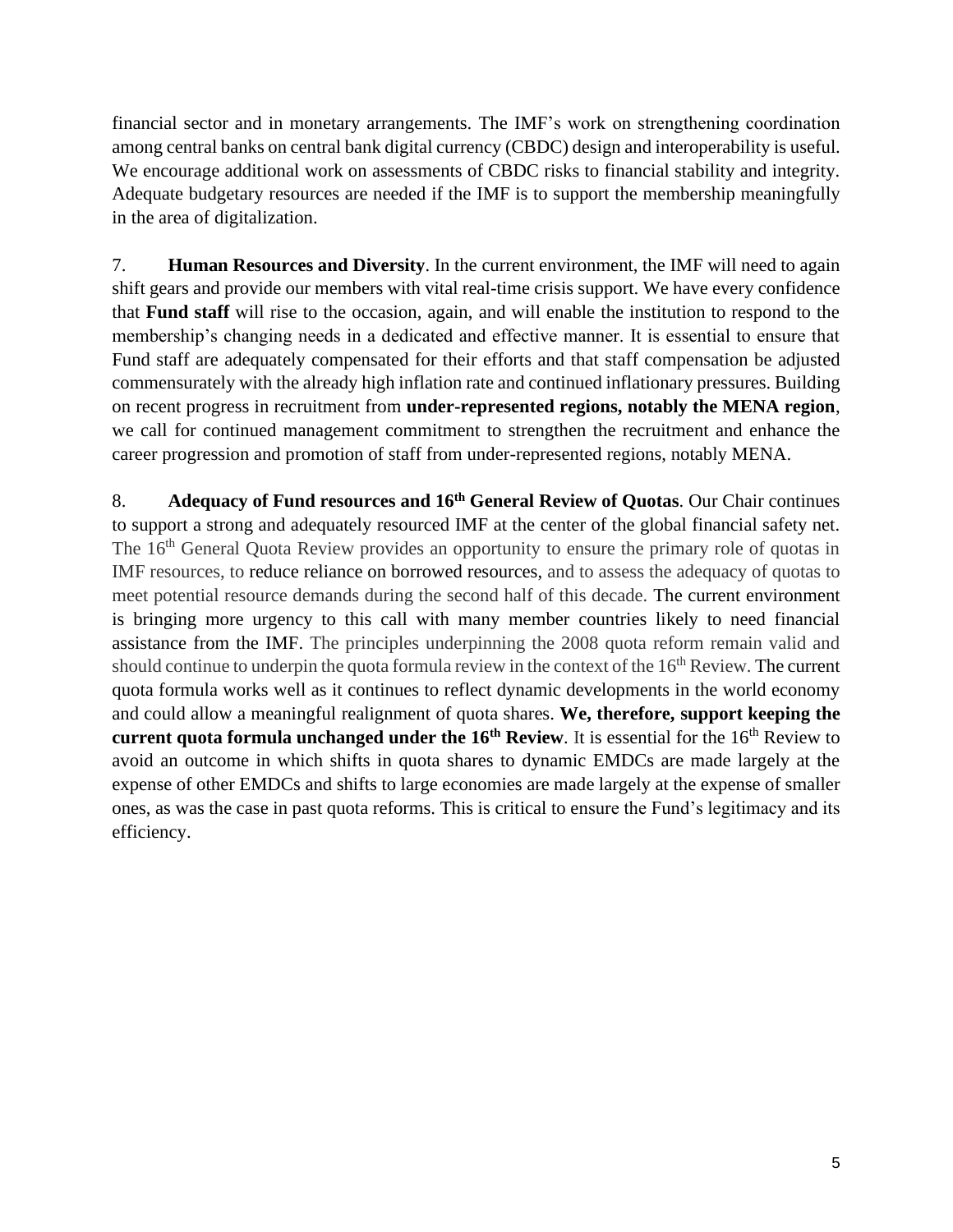financial sector and in monetary arrangements. The IMF's work on strengthening coordination among central banks on central bank digital currency (CBDC) design and interoperability is useful. We encourage additional work on assessments of CBDC risks to financial stability and integrity. Adequate budgetary resources are needed if the IMF is to support the membership meaningfully in the area of digitalization.

7. **Human Resources and Diversity**. In the current environment, the IMF will need to again shift gears and provide our members with vital real-time crisis support. We have every confidence that **Fund staff** will rise to the occasion, again, and will enable the institution to respond to the membership's changing needs in a dedicated and effective manner. It is essential to ensure that Fund staff are adequately compensated for their efforts and that staff compensation be adjusted commensurately with the already high inflation rate and continued inflationary pressures. Building on recent progress in recruitment from **under-represented regions, notably the MENA region**, we call for continued management commitment to strengthen the recruitment and enhance the career progression and promotion of staff from under-represented regions, notably MENA.

8. **Adequacy of Fund resources and 16th General Review of Quotas**. Our Chair continues to support a strong and adequately resourced IMF at the center of the global financial safety net. The 16th General Quota Review provides an opportunity to ensure the primary role of quotas in IMF resources, to reduce reliance on borrowed resources, and to assess the adequacy of quotas to meet potential resource demands during the second half of this decade. The current environment is bringing more urgency to this call with many member countries likely to need financial assistance from the IMF. The principles underpinning the 2008 quota reform remain valid and should continue to underpin the quota formula review in the context of the 16th Review. The current quota formula works well as it continues to reflect dynamic developments in the world economy and could allow a meaningful realignment of quota shares. **We, therefore, support keeping the current quota formula unchanged under the 16th Review**. It is essential for the 16th Review to avoid an outcome in which shifts in quota shares to dynamic EMDCs are made largely at the expense of other EMDCs and shifts to large economies are made largely at the expense of smaller ones, as was the case in past quota reforms. This is critical to ensure the Fund's legitimacy and its efficiency.